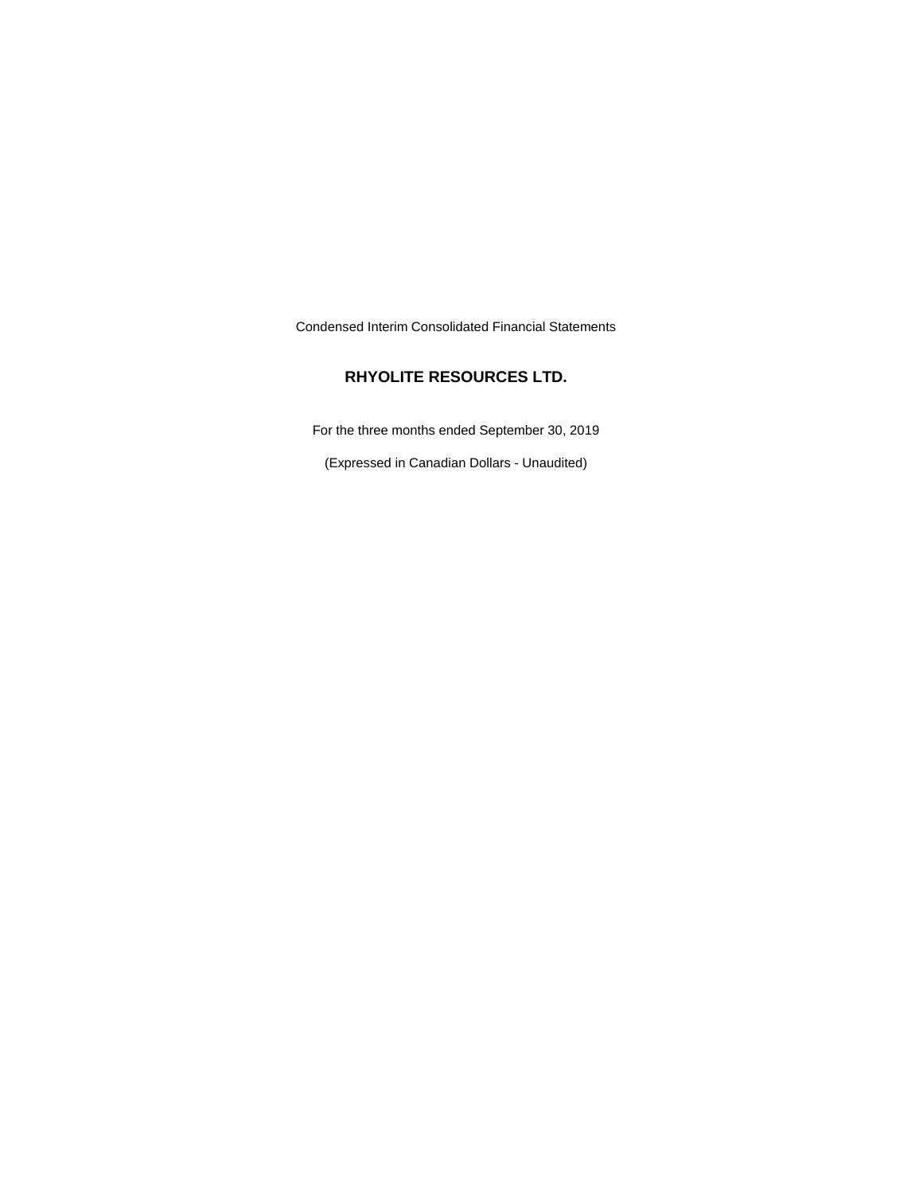Condensed Interim Consolidated Financial Statements

# RHYOLITE RESOURCES LTD.

For the three months ended September 30, 2019

(Expressed in Canadian Dollars - Unaudited)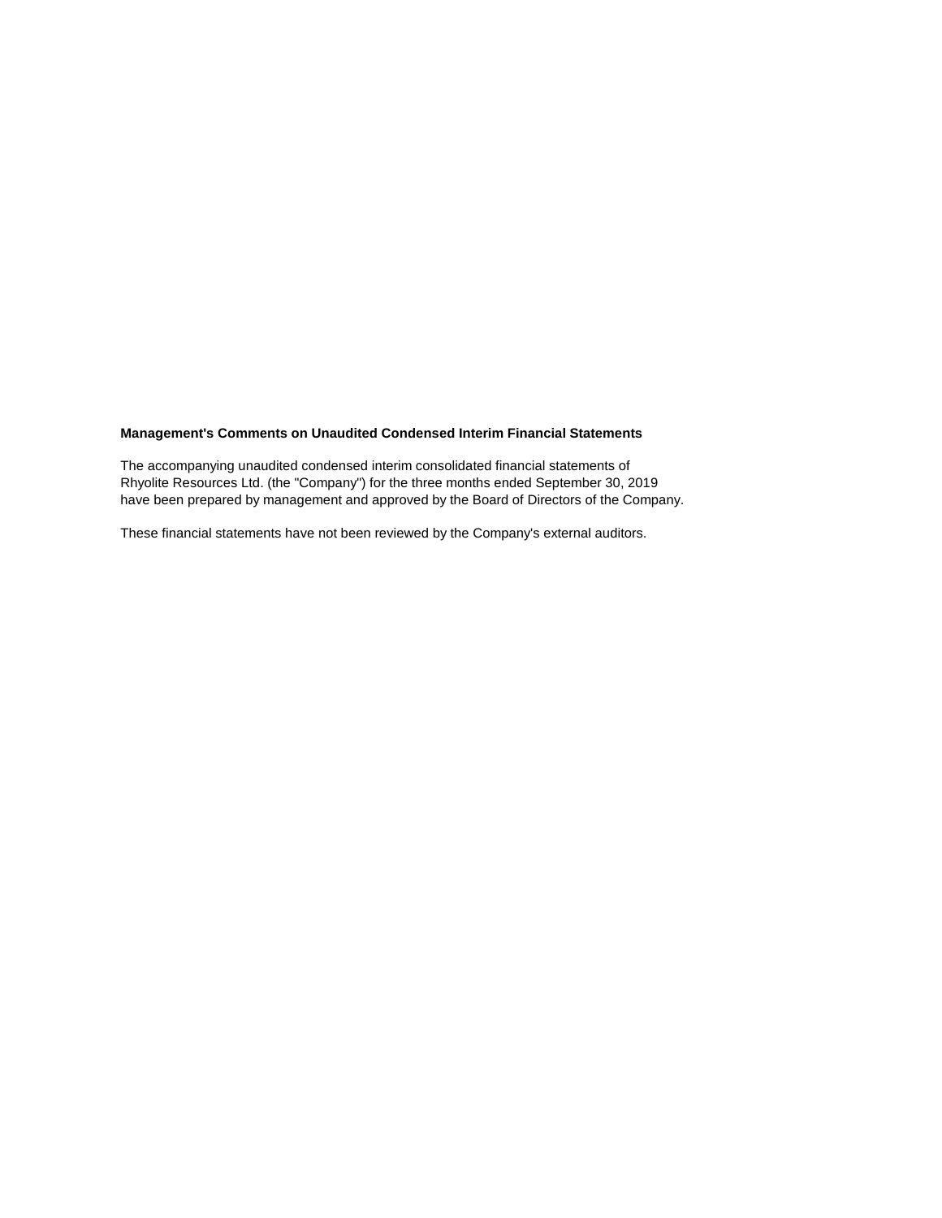**Management's Comments on Unaudited Condensed Interim Financial Statements**

The accompanying unaudited condensed interim consolidated financial statements of Rhyolite Resources Ltd. (the "Company") for the three months ended September 30, 2019 have been prepared by management and approved by the Board of Directors of the Company.

These financial statements have not been reviewed by the Company's external auditors.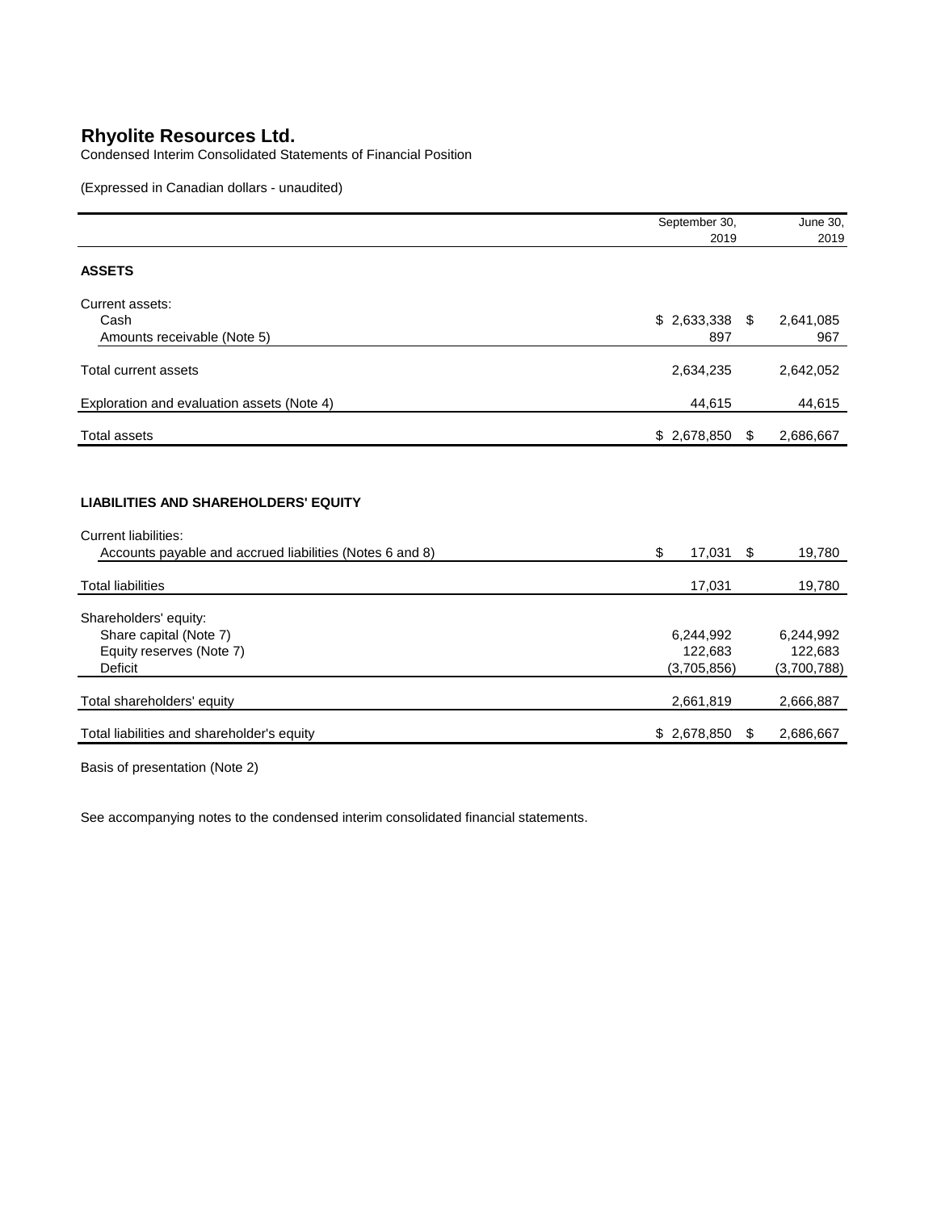# Rhyolite Resources Ltd.

Condensed Interim Consolidated Statements of Financial Position

(Expressed in Canadian dollars - unaudited)

| | September 30, 2019 | June 30, 2019 |
|---|---|---|
| **ASSETS** | | |
| Current assets: | | |
| Cash | $ 2,633,338 | $ 2,641,085 |
| Amounts receivable (Note 5) | 897 | 967 |
| Total current assets | 2,634,235 | 2,642,052 |
| Exploration and evaluation assets (Note 4) | 44,615 | 44,615 |
| Total assets | $ 2,678,850 | $ 2,686,667 |
| **LIABILITIES AND SHAREHOLDERS' EQUITY** | | |
| Current liabilities: | | |
| Accounts payable and accrued liabilities (Notes 6 and 8) | $ 17,031 | $ 19,780 |
| Total liabilities | 17,031 | 19,780 |
| Shareholders' equity: | | |
| Share capital (Note 7) | 6,244,992 | 6,244,992 |
| Equity reserves (Note 7) | 122,683 | 122,683 |
| Deficit | (3,705,856) | (3,700,788) |
| Total shareholders' equity | 2,661,819 | 2,666,887 |
| Total liabilities and shareholder's equity | $ 2,678,850 | $ 2,686,667 |

Basis of presentation (Note 2)

See accompanying notes to the condensed interim consolidated financial statements.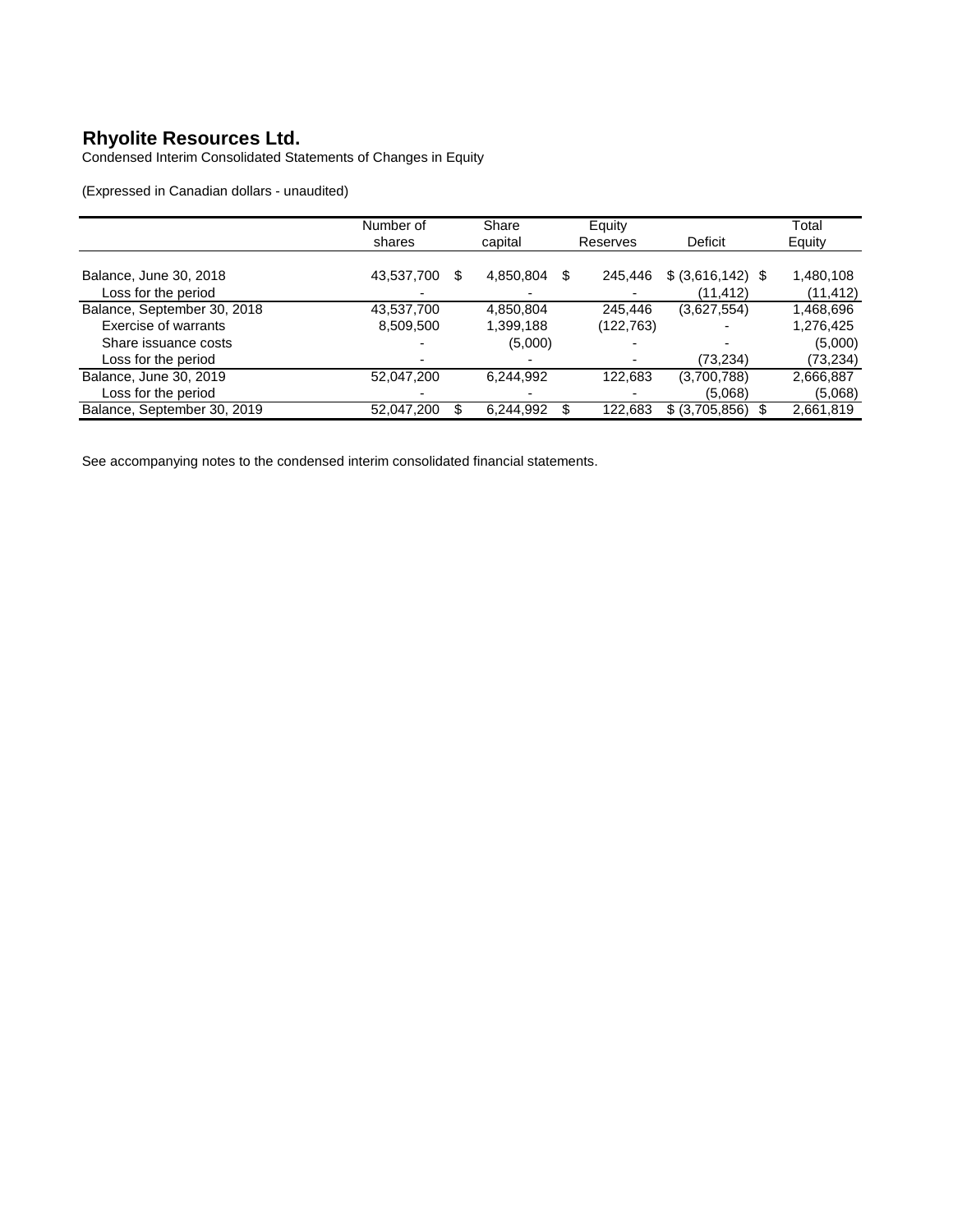# Rhyolite Resources Ltd.

Condensed Interim Consolidated Statements of Changes in Equity

(Expressed in Canadian dollars - unaudited)

| | Number of shares | Share capital | Equity Reserves | Deficit | Total Equity |
|---|---|---|---|---|---|
| Balance, June 30, 2018 | 43,537,700 | $ 4,850,804 | $ 245,446 | $ (3,616,142) | $ 1,480,108 |
| Loss for the period | - | - | - | (11,412) | (11,412) |
| Balance, September 30, 2018 | 43,537,700 | 4,850,804 | 245,446 | (3,627,554) | 1,468,696 |
| Exercise of warrants | 8,509,500 | 1,399,188 | (122,763) | - | 1,276,425 |
| Share issuance costs | - | (5,000) | - | - | (5,000) |
| Loss for the period | - | - | - | (73,234) | (73,234) |
| Balance, June 30, 2019 | 52,047,200 | 6,244,992 | 122,683 | (3,700,788) | 2,666,887 |
| Loss for the period | - | - | - | (5,068) | (5,068) |
| Balance, September 30, 2019 | 52,047,200 | $ 6,244,992 | $ 122,683 | $ (3,705,856) | $ 2,661,819 |

See accompanying notes to the condensed interim consolidated financial statements.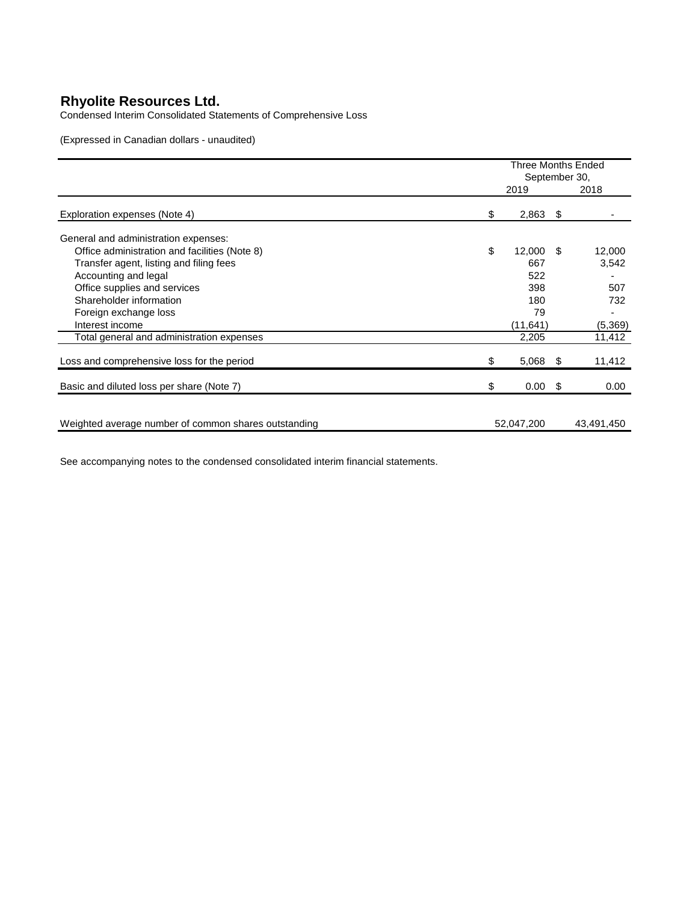# Rhyolite Resources Ltd.

Condensed Interim Consolidated Statements of Comprehensive Loss

(Expressed in Canadian dollars - unaudited)

| | Three Months Ended September 30, 2019 | Three Months Ended September 30, 2018 |
|---|---|---|
| Exploration expenses (Note 4) | $ 2,863 | $ - |
| General and administration expenses: | | |
| Office administration and facilities (Note 8) | $ 12,000 | $ 12,000 |
| Transfer agent, listing and filing fees | 667 | 3,542 |
| Accounting and legal | 522 | - |
| Office supplies and services | 398 | 507 |
| Shareholder information | 180 | 732 |
| Foreign exchange loss | 79 | - |
| Interest income | (11,641) | (5,369) |
| Total general and administration expenses | 2,205 | 11,412 |
| Loss and comprehensive loss for the period | $ 5,068 | $ 11,412 |
| Basic and diluted loss per share (Note 7) | $ 0.00 | $ 0.00 |
| Weighted average number of common shares outstanding | 52,047,200 | 43,491,450 |

See accompanying notes to the condensed consolidated interim financial statements.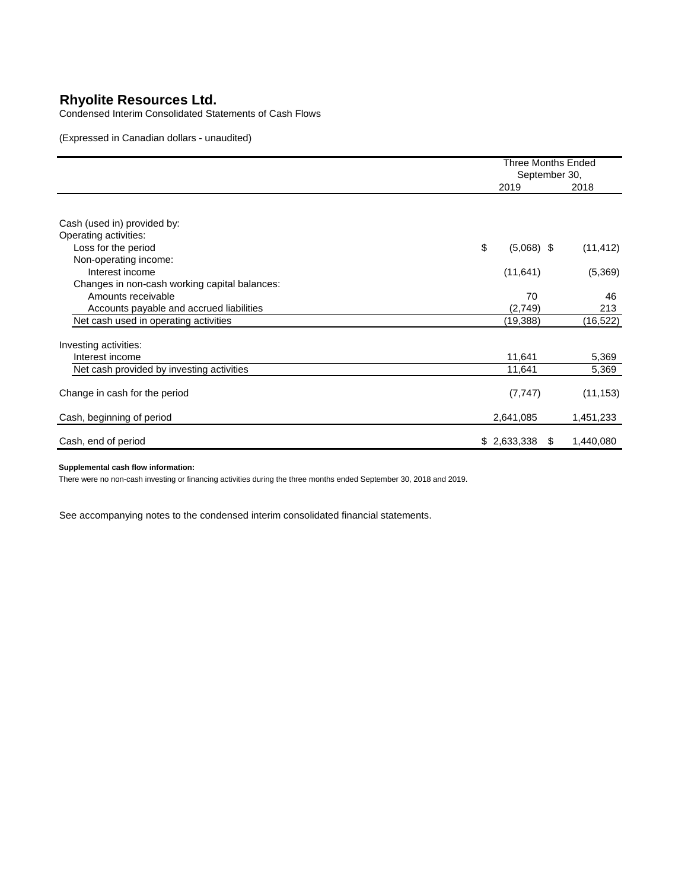# Rhyolite Resources Ltd.

Condensed Interim Consolidated Statements of Cash Flows

(Expressed in Canadian dollars - unaudited)

| | Three Months Ended September 30, | |
|---|---|---|
| | 2019 | 2018 |
| Cash (used in) provided by: | | |
| Operating activities: | | |
| Loss for the period | $ (5,068) | $ (11,412) |
| Non-operating income: | | |
| Interest income | (11,641) | (5,369) |
| Changes in non-cash working capital balances: | | |
| Amounts receivable | 70 | 46 |
| Accounts payable and accrued liabilities | (2,749) | 213 |
| Net cash used in operating activities | (19,388) | (16,522) |
| Investing activities: | | |
| Interest income | 11,641 | 5,369 |
| Net cash provided by investing activities | 11,641 | 5,369 |
| Change in cash for the period | (7,747) | (11,153) |
| Cash, beginning of period | 2,641,085 | 1,451,233 |
| Cash, end of period | $ 2,633,338 | $ 1,440,080 |

**Supplemental cash flow information:**

There were no non-cash investing or financing activities during the three months ended September 30, 2018 and 2019.

See accompanying notes to the condensed interim consolidated financial statements.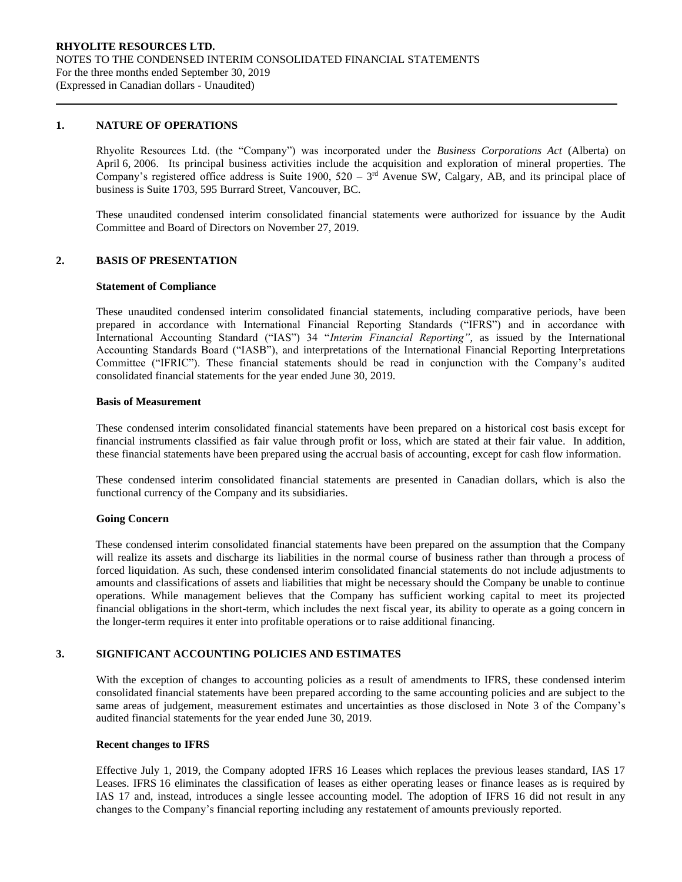## 1. NATURE OF OPERATIONS

Rhyolite Resources Ltd. (the "Company") was incorporated under the *Business Corporations Act* (Alberta) on April 6, 2006. Its principal business activities include the acquisition and exploration of mineral properties. The Company's registered office address is Suite 1900, 520 – 3rd Avenue SW, Calgary, AB, and its principal place of business is Suite 1703, 595 Burrard Street, Vancouver, BC.

These unaudited condensed interim consolidated financial statements were authorized for issuance by the Audit Committee and Board of Directors on November 27, 2019.

## 2. BASIS OF PRESENTATION

### Statement of Compliance

These unaudited condensed interim consolidated financial statements, including comparative periods, have been prepared in accordance with International Financial Reporting Standards ("IFRS") and in accordance with International Accounting Standard ("IAS") 34 "*Interim Financial Reporting"*, as issued by the International Accounting Standards Board ("IASB"), and interpretations of the International Financial Reporting Interpretations Committee ("IFRIC"). These financial statements should be read in conjunction with the Company's audited consolidated financial statements for the year ended June 30, 2019.

### Basis of Measurement

These condensed interim consolidated financial statements have been prepared on a historical cost basis except for financial instruments classified as fair value through profit or loss, which are stated at their fair value. In addition, these financial statements have been prepared using the accrual basis of accounting, except for cash flow information.

These condensed interim consolidated financial statements are presented in Canadian dollars, which is also the functional currency of the Company and its subsidiaries.

### Going Concern

These condensed interim consolidated financial statements have been prepared on the assumption that the Company will realize its assets and discharge its liabilities in the normal course of business rather than through a process of forced liquidation. As such, these condensed interim consolidated financial statements do not include adjustments to amounts and classifications of assets and liabilities that might be necessary should the Company be unable to continue operations. While management believes that the Company has sufficient working capital to meet its projected financial obligations in the short-term, which includes the next fiscal year, its ability to operate as a going concern in the longer-term requires it enter into profitable operations or to raise additional financing.

## 3. SIGNIFICANT ACCOUNTING POLICIES AND ESTIMATES

With the exception of changes to accounting policies as a result of amendments to IFRS, these condensed interim consolidated financial statements have been prepared according to the same accounting policies and are subject to the same areas of judgement, measurement estimates and uncertainties as those disclosed in Note 3 of the Company's audited financial statements for the year ended June 30, 2019.

### Recent changes to IFRS

Effective July 1, 2019, the Company adopted IFRS 16 Leases which replaces the previous leases standard, IAS 17 Leases. IFRS 16 eliminates the classification of leases as either operating leases or finance leases as is required by IAS 17 and, instead, introduces a single lessee accounting model. The adoption of IFRS 16 did not result in any changes to the Company's financial reporting including any restatement of amounts previously reported.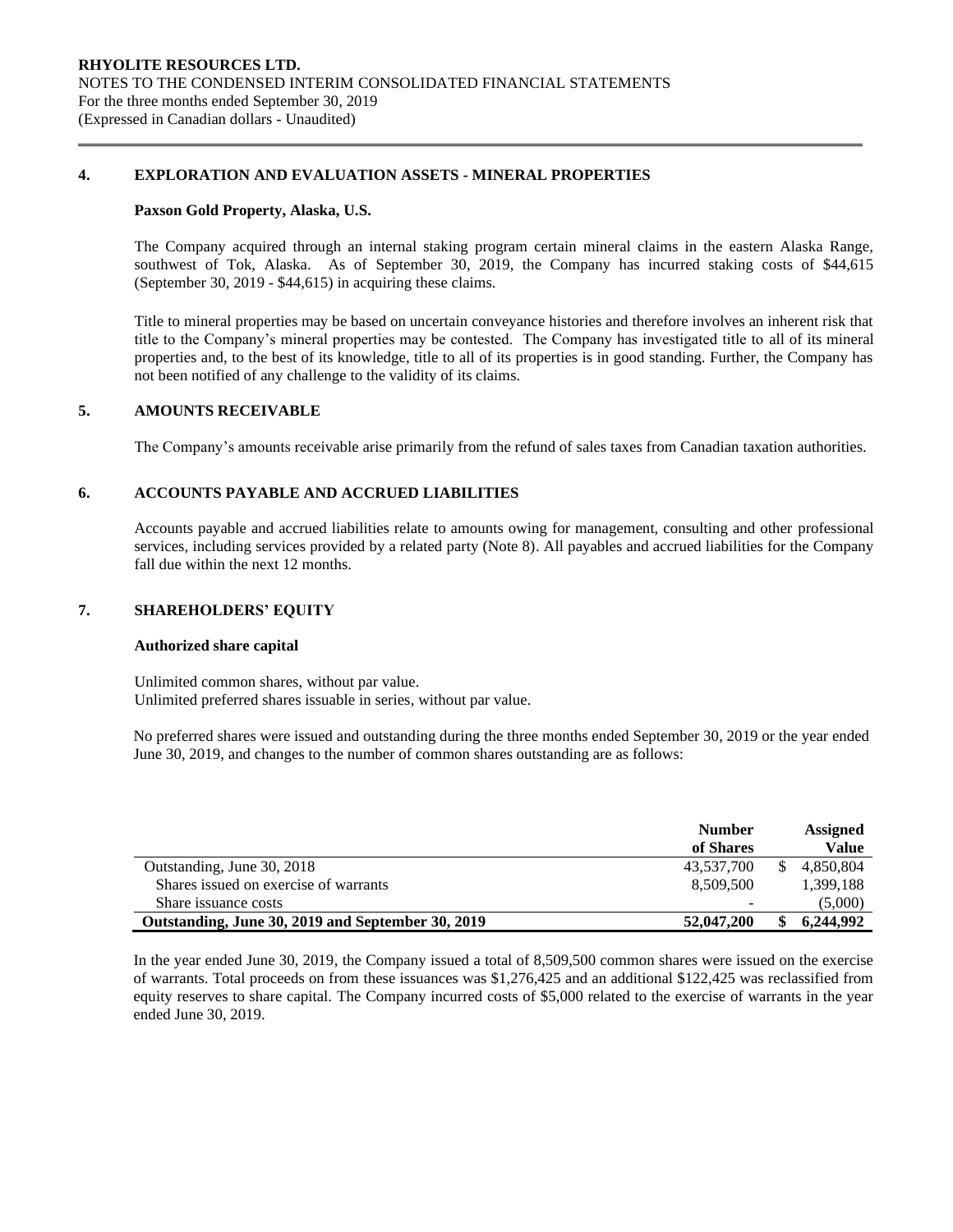## 4. EXPLORATION AND EVALUATION ASSETS - MINERAL PROPERTIES

**Paxson Gold Property, Alaska, U.S.**

The Company acquired through an internal staking program certain mineral claims in the eastern Alaska Range, southwest of Tok, Alaska. As of September 30, 2019, the Company has incurred staking costs of $44,615 (September 30, 2019 - $44,615) in acquiring these claims.

Title to mineral properties may be based on uncertain conveyance histories and therefore involves an inherent risk that title to the Company's mineral properties may be contested. The Company has investigated title to all of its mineral properties and, to the best of its knowledge, title to all of its properties is in good standing. Further, the Company has not been notified of any challenge to the validity of its claims.

## 5. AMOUNTS RECEIVABLE

The Company's amounts receivable arise primarily from the refund of sales taxes from Canadian taxation authorities.

## 6. ACCOUNTS PAYABLE AND ACCRUED LIABILITIES

Accounts payable and accrued liabilities relate to amounts owing for management, consulting and other professional services, including services provided by a related party (Note 8). All payables and accrued liabilities for the Company fall due within the next 12 months.

## 7. SHAREHOLDERS' EQUITY

**Authorized share capital**

Unlimited common shares, without par value.
Unlimited preferred shares issuable in series, without par value.

No preferred shares were issued and outstanding during the three months ended September 30, 2019 or the year ended June 30, 2019, and changes to the number of common shares outstanding are as follows:

| | Number of Shares | Assigned Value |
|---|---|---|
| Outstanding, June 30, 2018 | 43,537,700 | $ 4,850,804 |
| Shares issued on exercise of warrants | 8,509,500 | 1,399,188 |
| Share issuance costs | - | (5,000) |
| **Outstanding, June 30, 2019 and September 30, 2019** | **52,047,200** | **$ 6,244,992** |

In the year ended June 30, 2019, the Company issued a total of 8,509,500 common shares were issued on the exercise of warrants. Total proceeds on from these issuances was $1,276,425 and an additional $122,425 was reclassified from equity reserves to share capital. The Company incurred costs of $5,000 related to the exercise of warrants in the year ended June 30, 2019.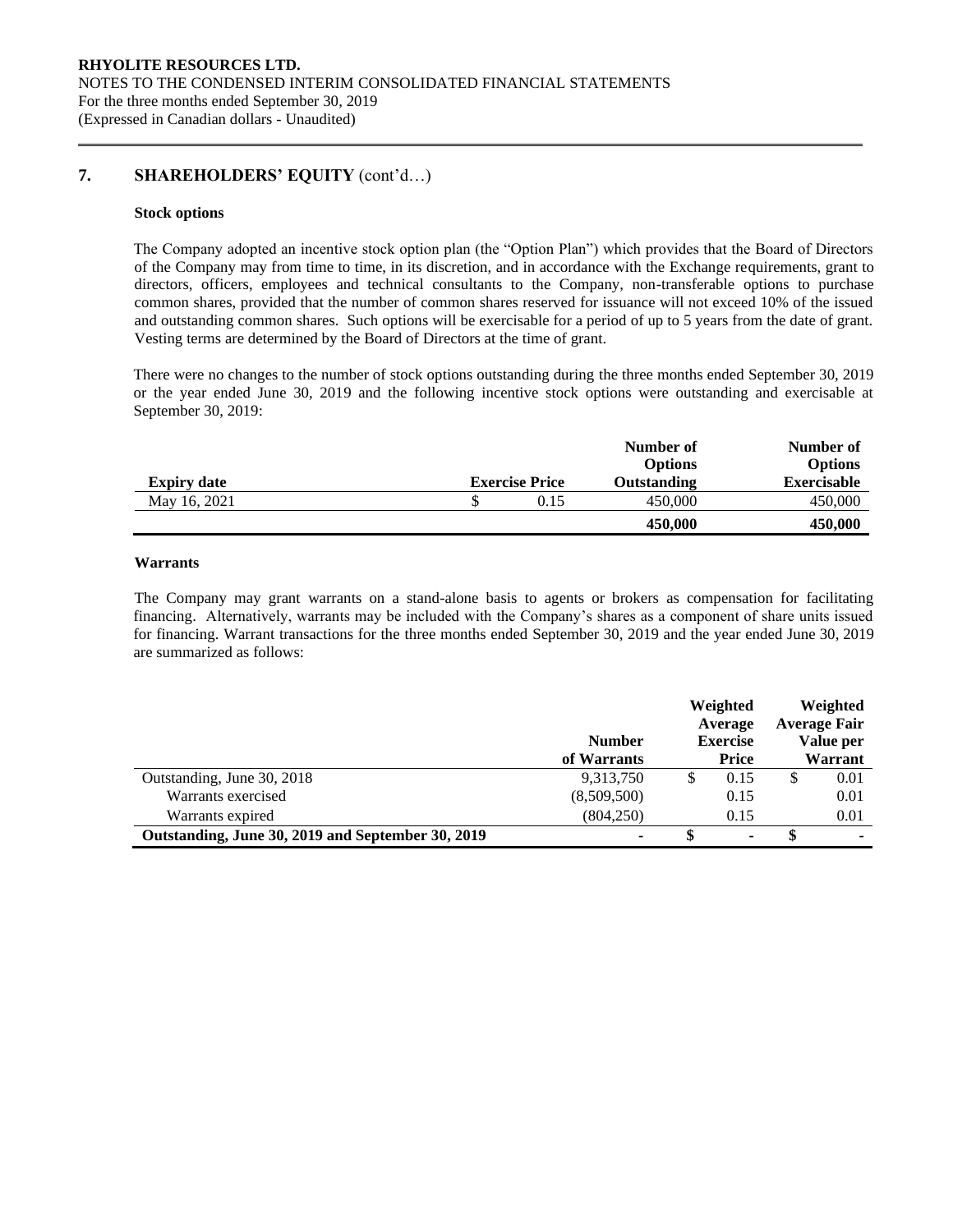## 7. SHAREHOLDERS' EQUITY (cont'd…)

### Stock options

The Company adopted an incentive stock option plan (the "Option Plan") which provides that the Board of Directors of the Company may from time to time, in its discretion, and in accordance with the Exchange requirements, grant to directors, officers, employees and technical consultants to the Company, non-transferable options to purchase common shares, provided that the number of common shares reserved for issuance will not exceed 10% of the issued and outstanding common shares. Such options will be exercisable for a period of up to 5 years from the date of grant. Vesting terms are determined by the Board of Directors at the time of grant.

There were no changes to the number of stock options outstanding during the three months ended September 30, 2019 or the year ended June 30, 2019 and the following incentive stock options were outstanding and exercisable at September 30, 2019:

| Expiry date | Exercise Price | Number of Options Outstanding | Number of Options Exercisable |
|---|---|---|---|
| May 16, 2021 | $ 0.15 | 450,000 | 450,000 |
| | | **450,000** | **450,000** |

### Warrants

The Company may grant warrants on a stand-alone basis to agents or brokers as compensation for facilitating financing. Alternatively, warrants may be included with the Company's shares as a component of share units issued for financing. Warrant transactions for the three months ended September 30, 2019 and the year ended June 30, 2019 are summarized as follows:

| | Number of Warrants | Weighted Average Exercise Price | Weighted Average Fair Value per Warrant |
|---|---|---|---|
| Outstanding, June 30, 2018 | 9,313,750 | $ 0.15 | $ 0.01 |
| Warrants exercised | (8,509,500) | 0.15 | 0.01 |
| Warrants expired | (804,250) | 0.15 | 0.01 |
| **Outstanding, June 30, 2019 and September 30, 2019** | - | **$** - | **$** - |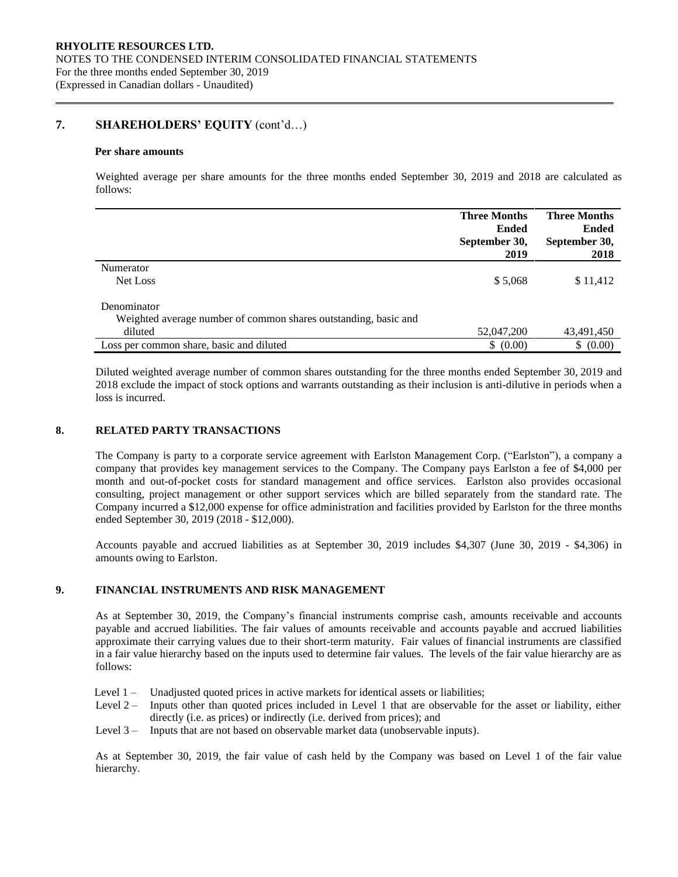## 7. SHAREHOLDERS' EQUITY (cont'd…)

**Per share amounts**

Weighted average per share amounts for the three months ended September 30, 2019 and 2018 are calculated as follows:

| | Three Months Ended September 30, 2019 | Three Months Ended September 30, 2018 |
|---|---|---|
| Numerator | | |
| Net Loss | $ 5,068 | $ 11,412 |
| Denominator | | |
| Weighted average number of common shares outstanding, basic and diluted | 52,047,200 | 43,491,450 |
| Loss per common share, basic and diluted | $ (0.00) | $ (0.00) |

Diluted weighted average number of common shares outstanding for the three months ended September 30, 2019 and 2018 exclude the impact of stock options and warrants outstanding as their inclusion is anti-dilutive in periods when a loss is incurred.

## 8. RELATED PARTY TRANSACTIONS

The Company is party to a corporate service agreement with Earlston Management Corp. ("Earlston"), a company a company that provides key management services to the Company. The Company pays Earlston a fee of $4,000 per month and out-of-pocket costs for standard management and office services. Earlston also provides occasional consulting, project management or other support services which are billed separately from the standard rate. The Company incurred a $12,000 expense for office administration and facilities provided by Earlston for the three months ended September 30, 2019 (2018 - $12,000).

Accounts payable and accrued liabilities as at September 30, 2019 includes $4,307 (June 30, 2019 - $4,306) in amounts owing to Earlston.

## 9. FINANCIAL INSTRUMENTS AND RISK MANAGEMENT

As at September 30, 2019, the Company's financial instruments comprise cash, amounts receivable and accounts payable and accrued liabilities. The fair values of amounts receivable and accounts payable and accrued liabilities approximate their carrying values due to their short-term maturity. Fair values of financial instruments are classified in a fair value hierarchy based on the inputs used to determine fair values. The levels of the fair value hierarchy are as follows:

- Level 1 – Unadjusted quoted prices in active markets for identical assets or liabilities;
- Level 2 – Inputs other than quoted prices included in Level 1 that are observable for the asset or liability, either directly (i.e. as prices) or indirectly (i.e. derived from prices); and
- Level 3 – Inputs that are not based on observable market data (unobservable inputs).

As at September 30, 2019, the fair value of cash held by the Company was based on Level 1 of the fair value hierarchy.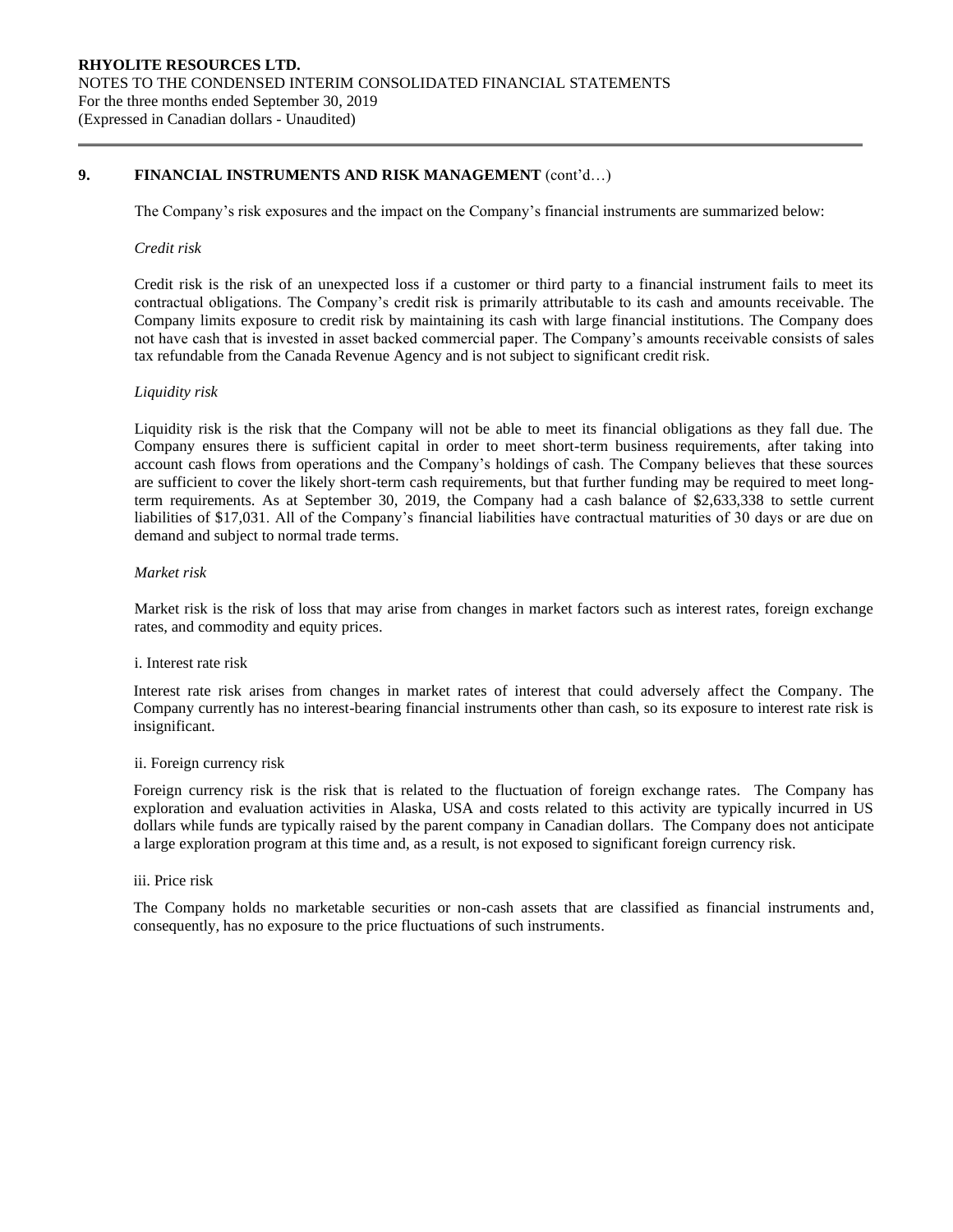## 9. FINANCIAL INSTRUMENTS AND RISK MANAGEMENT (cont'd…)

The Company's risk exposures and the impact on the Company's financial instruments are summarized below:

*Credit risk*

Credit risk is the risk of an unexpected loss if a customer or third party to a financial instrument fails to meet its contractual obligations. The Company's credit risk is primarily attributable to its cash and amounts receivable. The Company limits exposure to credit risk by maintaining its cash with large financial institutions. The Company does not have cash that is invested in asset backed commercial paper. The Company's amounts receivable consists of sales tax refundable from the Canada Revenue Agency and is not subject to significant credit risk.

*Liquidity risk*

Liquidity risk is the risk that the Company will not be able to meet its financial obligations as they fall due. The Company ensures there is sufficient capital in order to meet short-term business requirements, after taking into account cash flows from operations and the Company's holdings of cash. The Company believes that these sources are sufficient to cover the likely short-term cash requirements, but that further funding may be required to meet long-term requirements. As at September 30, 2019, the Company had a cash balance of $2,633,338 to settle current liabilities of $17,031. All of the Company's financial liabilities have contractual maturities of 30 days or are due on demand and subject to normal trade terms.

*Market risk*

Market risk is the risk of loss that may arise from changes in market factors such as interest rates, foreign exchange rates, and commodity and equity prices.

i. Interest rate risk

Interest rate risk arises from changes in market rates of interest that could adversely affect the Company. The Company currently has no interest-bearing financial instruments other than cash, so its exposure to interest rate risk is insignificant.

ii. Foreign currency risk

Foreign currency risk is the risk that is related to the fluctuation of foreign exchange rates. The Company has exploration and evaluation activities in Alaska, USA and costs related to this activity are typically incurred in US dollars while funds are typically raised by the parent company in Canadian dollars. The Company does not anticipate a large exploration program at this time and, as a result, is not exposed to significant foreign currency risk.

iii. Price risk

The Company holds no marketable securities or non-cash assets that are classified as financial instruments and, consequently, has no exposure to the price fluctuations of such instruments.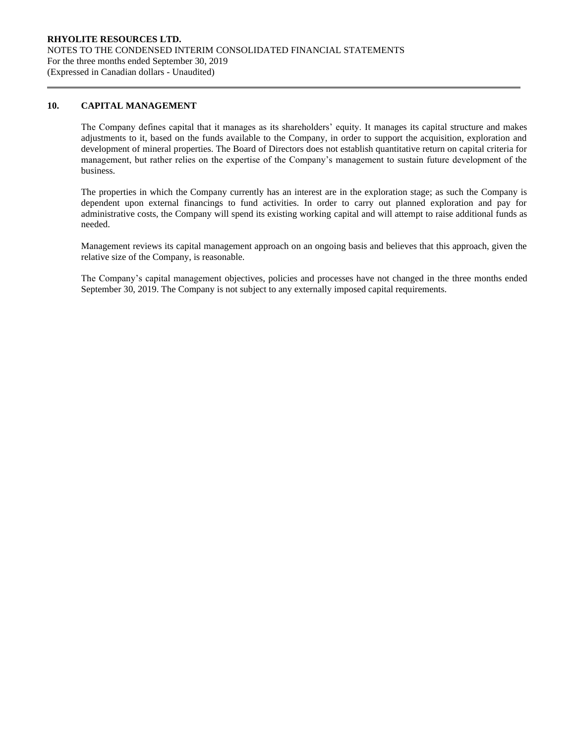## 10. CAPITAL MANAGEMENT

The Company defines capital that it manages as its shareholders' equity. It manages its capital structure and makes adjustments to it, based on the funds available to the Company, in order to support the acquisition, exploration and development of mineral properties. The Board of Directors does not establish quantitative return on capital criteria for management, but rather relies on the expertise of the Company's management to sustain future development of the business.

The properties in which the Company currently has an interest are in the exploration stage; as such the Company is dependent upon external financings to fund activities. In order to carry out planned exploration and pay for administrative costs, the Company will spend its existing working capital and will attempt to raise additional funds as needed.

Management reviews its capital management approach on an ongoing basis and believes that this approach, given the relative size of the Company, is reasonable.

The Company's capital management objectives, policies and processes have not changed in the three months ended September 30, 2019. The Company is not subject to any externally imposed capital requirements.